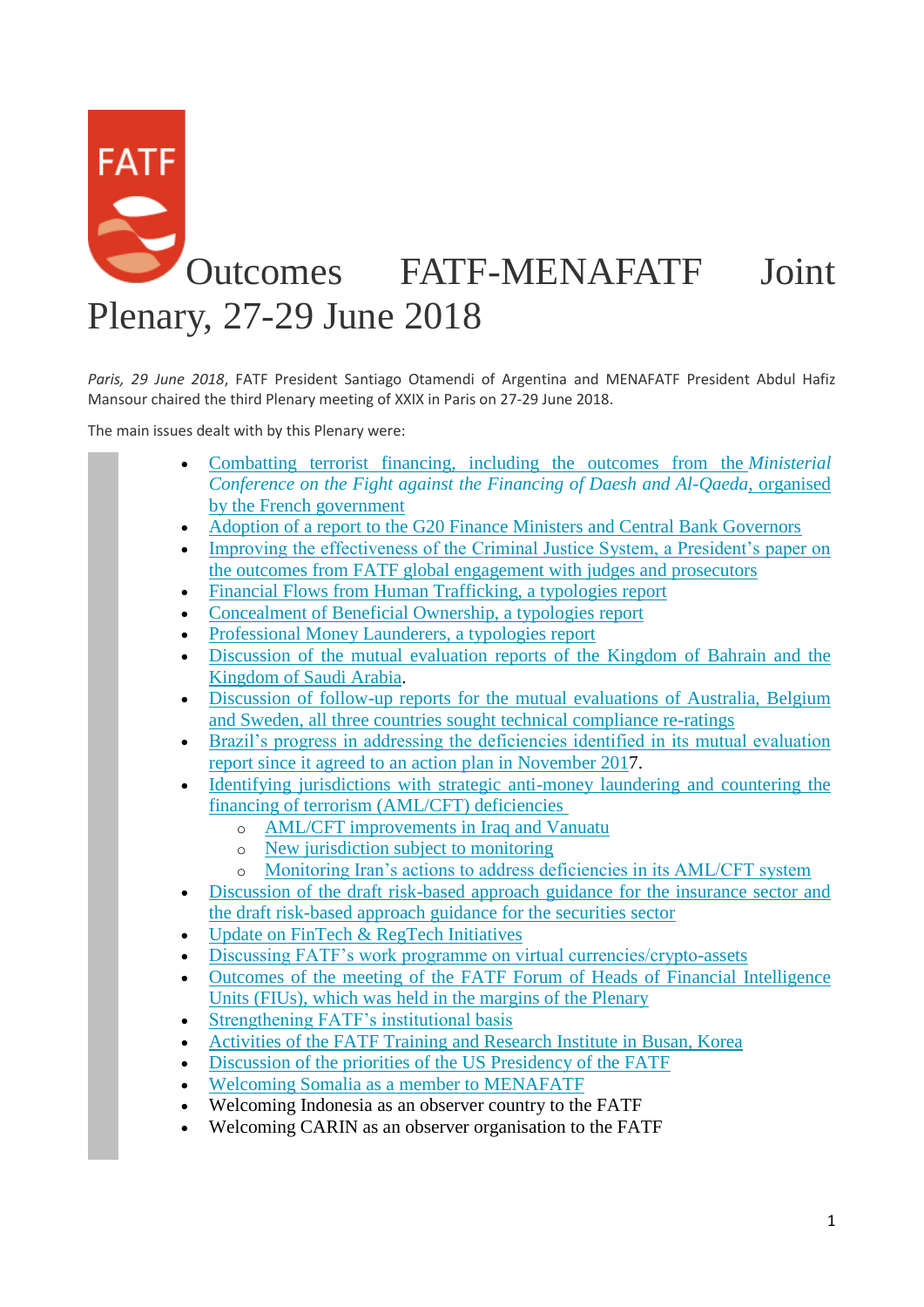# Outcomes FATF-MENAFATF Joint Plenary, 27-29 June 2018

*Paris, 29 June 2018*, FATF President Santiago Otamendi of Argentina and MENAFATF President Abdul Hafiz Mansour chaired the third Plenary meeting of XXIX in Paris on 27-29 June 2018.

The main issues dealt with by this Plenary were:

- Combatting terrorist financing, including the outcomes from the *Ministerial Conference on the Fight against the Financing of Daesh and Al-Qaeda*, organised by the French government
- Adoption of a report to the G20 Finance Ministers and Central Bank Governors
- Improving the effectiveness of the Criminal Justice System, a President's paper on the outcomes from FATF global engagement with judges and prosecutors
- Financial Flows from Human Trafficking, a typologies report
- Concealment of Beneficial Ownership, a typologies report
- Professional Money Launderers, a typologies report
- Discussion of the mutual evaluation reports of the Kingdom of Bahrain and the Kingdom of Saudi Arabia.
- Discussion of follow-up reports for the mutual evaluations of Australia, Belgium and Sweden, all three countries sought technical compliance re-ratings
- Brazil's progress in addressing the deficiencies identified in its mutual evaluation report since it agreed to an action plan in November 2017.
- Identifying jurisdictions with strategic anti-money laundering and countering the financing of terrorism (AML/CFT) deficiencies
  - AML/CFT improvements in Iraq and Vanuatu
  - New jurisdiction subject to monitoring
  - Monitoring Iran's actions to address deficiencies in its AML/CFT system
- Discussion of the draft risk-based approach guidance for the insurance sector and the draft risk-based approach guidance for the securities sector
- Update on FinTech & RegTech Initiatives
- Discussing FATF's work programme on virtual currencies/crypto-assets
- Outcomes of the meeting of the FATF Forum of Heads of Financial Intelligence Units (FIUs), which was held in the margins of the Plenary
- Strengthening FATF's institutional basis
- Activities of the FATF Training and Research Institute in Busan, Korea
- Discussion of the priorities of the US Presidency of the FATF
- Welcoming Somalia as a member to MENAFATF
- Welcoming Indonesia as an observer country to the FATF
- Welcoming CARIN as an observer organisation to the FATF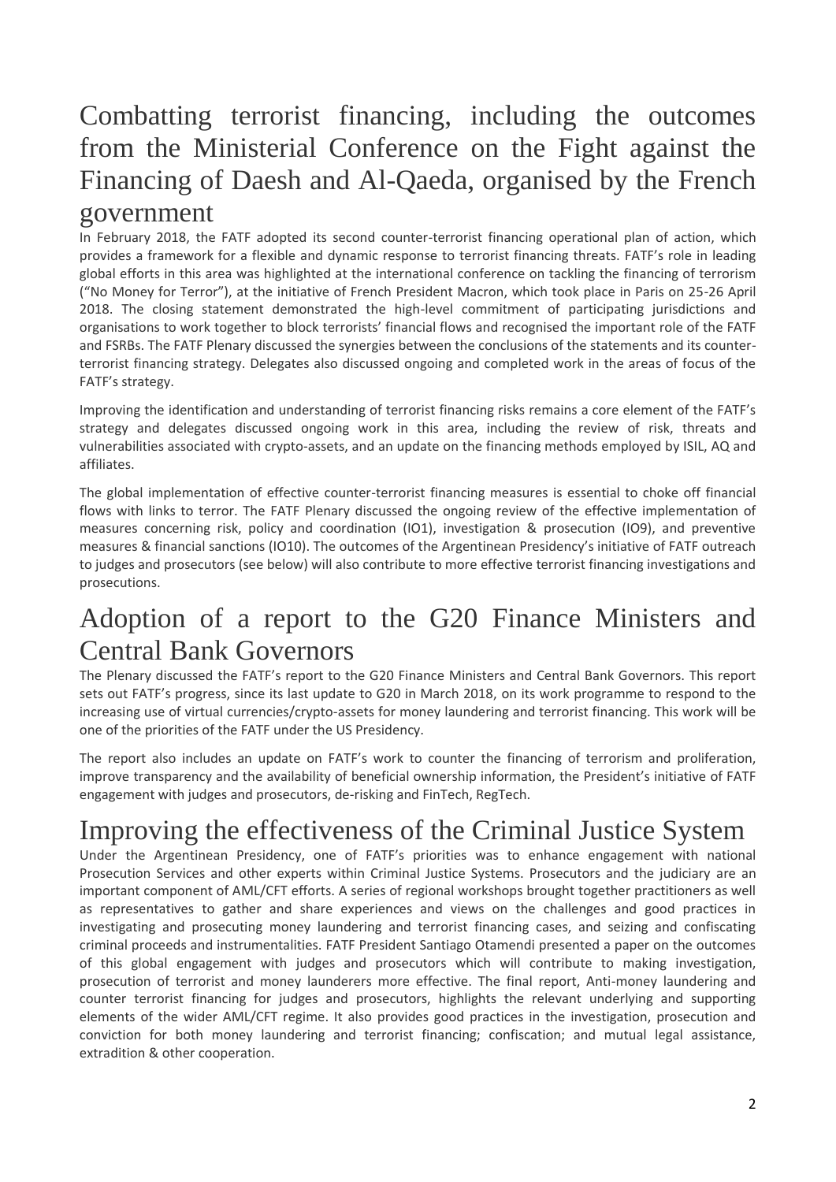## Combatting terrorist financing, including the outcomes from the Ministerial Conference on the Fight against the Financing of Daesh and Al-Qaeda, organised by the French government

In February 2018, the FATF adopted its second counter-terrorist financing operational plan of action, which provides a framework for a flexible and dynamic response to terrorist financing threats. FATF's role in leading global efforts in this area was highlighted at the international conference on tackling the financing of terrorism ("No Money for Terror"), at the initiative of French President Macron, which took place in Paris on 25-26 April 2018. The closing statement demonstrated the high-level commitment of participating jurisdictions and organisations to work together to block terrorists' financial flows and recognised the important role of the FATF and FSRBs. The FATF Plenary discussed the synergies between the conclusions of the statements and its counter-terrorist financing strategy. Delegates also discussed ongoing and completed work in the areas of focus of the FATF's strategy.

Improving the identification and understanding of terrorist financing risks remains a core element of the FATF's strategy and delegates discussed ongoing work in this area, including the review of risk, threats and vulnerabilities associated with crypto-assets, and an update on the financing methods employed by ISIL, AQ and affiliates.

The global implementation of effective counter-terrorist financing measures is essential to choke off financial flows with links to terror. The FATF Plenary discussed the ongoing review of the effective implementation of measures concerning risk, policy and coordination (IO1), investigation & prosecution (IO9), and preventive measures & financial sanctions (IO10). The outcomes of the Argentinean Presidency's initiative of FATF outreach to judges and prosecutors (see below) will also contribute to more effective terrorist financing investigations and prosecutions.

## Adoption of a report to the G20 Finance Ministers and Central Bank Governors

The Plenary discussed the FATF's report to the G20 Finance Ministers and Central Bank Governors. This report sets out FATF's progress, since its last update to G20 in March 2018, on its work programme to respond to the increasing use of virtual currencies/crypto-assets for money laundering and terrorist financing. This work will be one of the priorities of the FATF under the US Presidency.

The report also includes an update on FATF's work to counter the financing of terrorism and proliferation, improve transparency and the availability of beneficial ownership information, the President's initiative of FATF engagement with judges and prosecutors, de-risking and FinTech, RegTech.

## Improving the effectiveness of the Criminal Justice System

Under the Argentinean Presidency, one of FATF's priorities was to enhance engagement with national Prosecution Services and other experts within Criminal Justice Systems. Prosecutors and the judiciary are an important component of AML/CFT efforts. A series of regional workshops brought together practitioners as well as representatives to gather and share experiences and views on the challenges and good practices in investigating and prosecuting money laundering and terrorist financing cases, and seizing and confiscating criminal proceeds and instrumentalities. FATF President Santiago Otamendi presented a paper on the outcomes of this global engagement with judges and prosecutors which will contribute to making investigation, prosecution of terrorist and money launderers more effective. The final report, Anti-money laundering and counter terrorist financing for judges and prosecutors, highlights the relevant underlying and supporting elements of the wider AML/CFT regime. It also provides good practices in the investigation, prosecution and conviction for both money laundering and terrorist financing; confiscation; and mutual legal assistance, extradition & other cooperation.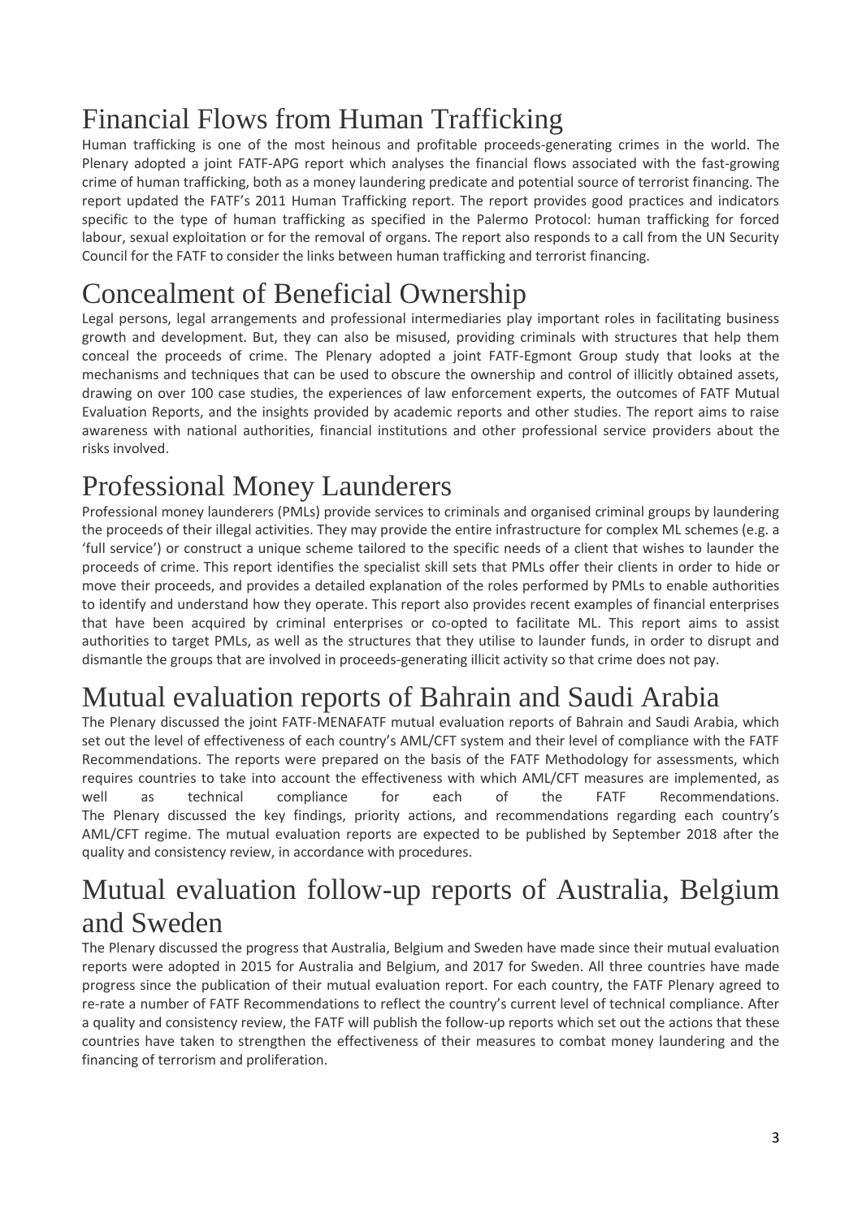## Financial Flows from Human Trafficking

Human trafficking is one of the most heinous and profitable proceeds-generating crimes in the world. The Plenary adopted a joint FATF-APG report which analyses the financial flows associated with the fast-growing crime of human trafficking, both as a money laundering predicate and potential source of terrorist financing. The report updated the FATF's 2011 Human Trafficking report. The report provides good practices and indicators specific to the type of human trafficking as specified in the Palermo Protocol: human trafficking for forced labour, sexual exploitation or for the removal of organs. The report also responds to a call from the UN Security Council for the FATF to consider the links between human trafficking and terrorist financing.

## Concealment of Beneficial Ownership

Legal persons, legal arrangements and professional intermediaries play important roles in facilitating business growth and development. But, they can also be misused, providing criminals with structures that help them conceal the proceeds of crime. The Plenary adopted a joint FATF-Egmont Group study that looks at the mechanisms and techniques that can be used to obscure the ownership and control of illicitly obtained assets, drawing on over 100 case studies, the experiences of law enforcement experts, the outcomes of FATF Mutual Evaluation Reports, and the insights provided by academic reports and other studies. The report aims to raise awareness with national authorities, financial institutions and other professional service providers about the risks involved.

## Professional Money Launderers

Professional money launderers (PMLs) provide services to criminals and organised criminal groups by laundering the proceeds of their illegal activities. They may provide the entire infrastructure for complex ML schemes (e.g. a 'full service') or construct a unique scheme tailored to the specific needs of a client that wishes to launder the proceeds of crime. This report identifies the specialist skill sets that PMLs offer their clients in order to hide or move their proceeds, and provides a detailed explanation of the roles performed by PMLs to enable authorities to identify and understand how they operate. This report also provides recent examples of financial enterprises that have been acquired by criminal enterprises or co-opted to facilitate ML. This report aims to assist authorities to target PMLs, as well as the structures that they utilise to launder funds, in order to disrupt and dismantle the groups that are involved in proceeds-generating illicit activity so that crime does not pay.

## Mutual evaluation reports of Bahrain and Saudi Arabia

The Plenary discussed the joint FATF-MENAFATF mutual evaluation reports of Bahrain and Saudi Arabia, which set out the level of effectiveness of each country's AML/CFT system and their level of compliance with the FATF Recommendations. The reports were prepared on the basis of the FATF Methodology for assessments, which requires countries to take into account the effectiveness with which AML/CFT measures are implemented, as well as technical compliance for each of the FATF Recommendations.
The Plenary discussed the key findings, priority actions, and recommendations regarding each country's AML/CFT regime. The mutual evaluation reports are expected to be published by September 2018 after the quality and consistency review, in accordance with procedures.

## Mutual evaluation follow-up reports of Australia, Belgium and Sweden

The Plenary discussed the progress that Australia, Belgium and Sweden have made since their mutual evaluation reports were adopted in 2015 for Australia and Belgium, and 2017 for Sweden. All three countries have made progress since the publication of their mutual evaluation report. For each country, the FATF Plenary agreed to re-rate a number of FATF Recommendations to reflect the country's current level of technical compliance. After a quality and consistency review, the FATF will publish the follow-up reports which set out the actions that these countries have taken to strengthen the effectiveness of their measures to combat money laundering and the financing of terrorism and proliferation.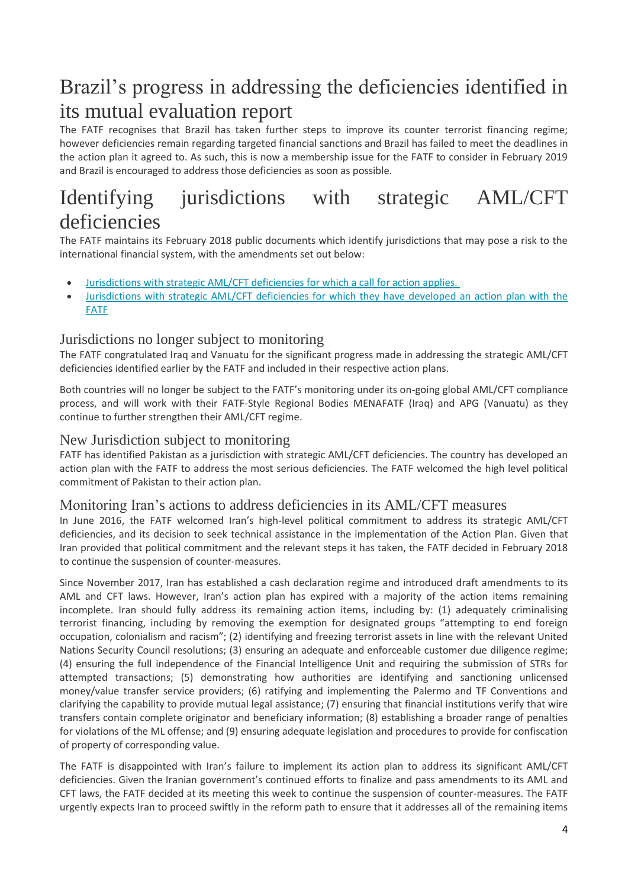# Brazil's progress in addressing the deficiencies identified in its mutual evaluation report

The FATF recognises that Brazil has taken further steps to improve its counter terrorist financing regime; however deficiencies remain regarding targeted financial sanctions and Brazil has failed to meet the deadlines in the action plan it agreed to. As such, this is now a membership issue for the FATF to consider in February 2019 and Brazil is encouraged to address those deficiencies as soon as possible.

# Identifying jurisdictions with strategic AML/CFT deficiencies

The FATF maintains its February 2018 public documents which identify jurisdictions that may pose a risk to the international financial system, with the amendments set out below:

- Jurisdictions with strategic AML/CFT deficiencies for which a call for action applies.
- Jurisdictions with strategic AML/CFT deficiencies for which they have developed an action plan with the FATF

## Jurisdictions no longer subject to monitoring

The FATF congratulated Iraq and Vanuatu for the significant progress made in addressing the strategic AML/CFT deficiencies identified earlier by the FATF and included in their respective action plans.

Both countries will no longer be subject to the FATF's monitoring under its on-going global AML/CFT compliance process, and will work with their FATF-Style Regional Bodies MENAFATF (Iraq) and APG (Vanuatu) as they continue to further strengthen their AML/CFT regime.

## New Jurisdiction subject to monitoring

FATF has identified Pakistan as a jurisdiction with strategic AML/CFT deficiencies. The country has developed an action plan with the FATF to address the most serious deficiencies. The FATF welcomed the high level political commitment of Pakistan to their action plan.

## Monitoring Iran's actions to address deficiencies in its AML/CFT measures

In June 2016, the FATF welcomed Iran's high-level political commitment to address its strategic AML/CFT deficiencies, and its decision to seek technical assistance in the implementation of the Action Plan. Given that Iran provided that political commitment and the relevant steps it has taken, the FATF decided in February 2018 to continue the suspension of counter-measures.

Since November 2017, Iran has established a cash declaration regime and introduced draft amendments to its AML and CFT laws. However, Iran's action plan has expired with a majority of the action items remaining incomplete. Iran should fully address its remaining action items, including by: (1) adequately criminalising terrorist financing, including by removing the exemption for designated groups "attempting to end foreign occupation, colonialism and racism"; (2) identifying and freezing terrorist assets in line with the relevant United Nations Security Council resolutions; (3) ensuring an adequate and enforceable customer due diligence regime; (4) ensuring the full independence of the Financial Intelligence Unit and requiring the submission of STRs for attempted transactions; (5) demonstrating how authorities are identifying and sanctioning unlicensed money/value transfer service providers; (6) ratifying and implementing the Palermo and TF Conventions and clarifying the capability to provide mutual legal assistance; (7) ensuring that financial institutions verify that wire transfers contain complete originator and beneficiary information; (8) establishing a broader range of penalties for violations of the ML offense; and (9) ensuring adequate legislation and procedures to provide for confiscation of property of corresponding value.

The FATF is disappointed with Iran's failure to implement its action plan to address its significant AML/CFT deficiencies. Given the Iranian government's continued efforts to finalize and pass amendments to its AML and CFT laws, the FATF decided at its meeting this week to continue the suspension of counter-measures. The FATF urgently expects Iran to proceed swiftly in the reform path to ensure that it addresses all of the remaining items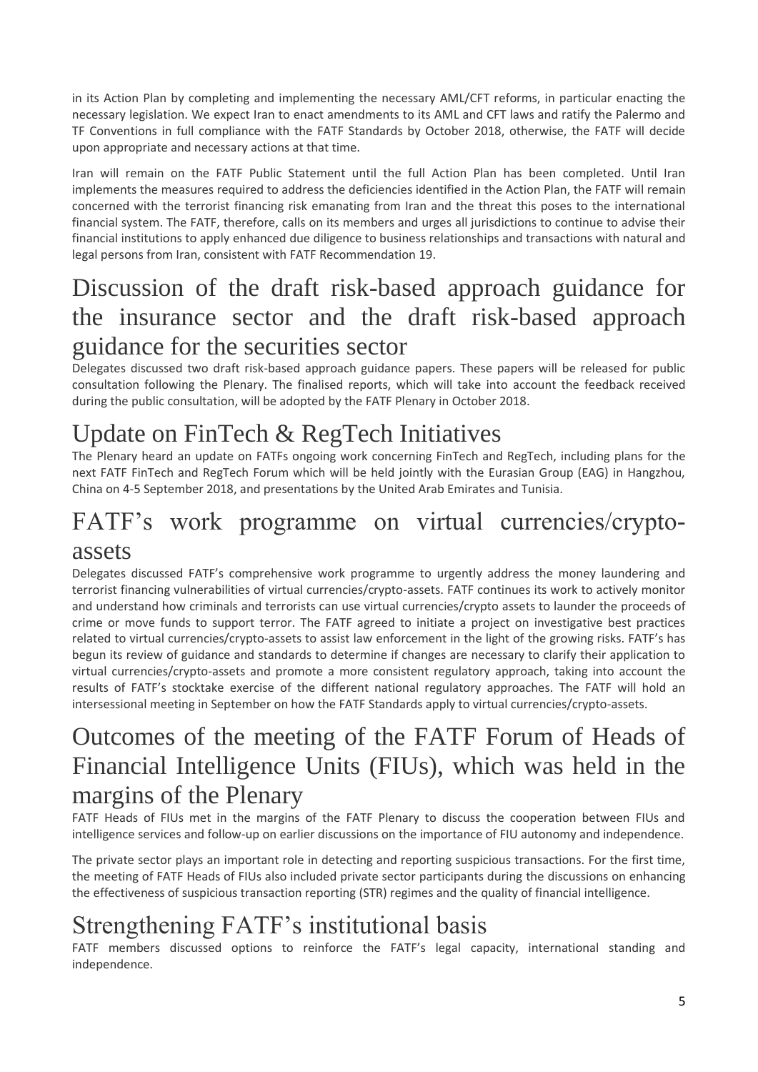in its Action Plan by completing and implementing the necessary AML/CFT reforms, in particular enacting the necessary legislation. We expect Iran to enact amendments to its AML and CFT laws and ratify the Palermo and TF Conventions in full compliance with the FATF Standards by October 2018, otherwise, the FATF will decide upon appropriate and necessary actions at that time.

Iran will remain on the FATF Public Statement until the full Action Plan has been completed. Until Iran implements the measures required to address the deficiencies identified in the Action Plan, the FATF will remain concerned with the terrorist financing risk emanating from Iran and the threat this poses to the international financial system. The FATF, therefore, calls on its members and urges all jurisdictions to continue to advise their financial institutions to apply enhanced due diligence to business relationships and transactions with natural and legal persons from Iran, consistent with FATF Recommendation 19.

# Discussion of the draft risk-based approach guidance for the insurance sector and the draft risk-based approach guidance for the securities sector

Delegates discussed two draft risk-based approach guidance papers. These papers will be released for public consultation following the Plenary. The finalised reports, which will take into account the feedback received during the public consultation, will be adopted by the FATF Plenary in October 2018.

# Update on FinTech & RegTech Initiatives

The Plenary heard an update on FATFs ongoing work concerning FinTech and RegTech, including plans for the next FATF FinTech and RegTech Forum which will be held jointly with the Eurasian Group (EAG) in Hangzhou, China on 4-5 September 2018, and presentations by the United Arab Emirates and Tunisia.

# FATF's work programme on virtual currencies/crypto-assets

Delegates discussed FATF's comprehensive work programme to urgently address the money laundering and terrorist financing vulnerabilities of virtual currencies/crypto-assets. FATF continues its work to actively monitor and understand how criminals and terrorists can use virtual currencies/crypto assets to launder the proceeds of crime or move funds to support terror. The FATF agreed to initiate a project on investigative best practices related to virtual currencies/crypto-assets to assist law enforcement in the light of the growing risks. FATF's has begun its review of guidance and standards to determine if changes are necessary to clarify their application to virtual currencies/crypto-assets and promote a more consistent regulatory approach, taking into account the results of FATF's stocktake exercise of the different national regulatory approaches. The FATF will hold an intersessional meeting in September on how the FATF Standards apply to virtual currencies/crypto-assets.

# Outcomes of the meeting of the FATF Forum of Heads of Financial Intelligence Units (FIUs), which was held in the margins of the Plenary

FATF Heads of FIUs met in the margins of the FATF Plenary to discuss the cooperation between FIUs and intelligence services and follow-up on earlier discussions on the importance of FIU autonomy and independence.

The private sector plays an important role in detecting and reporting suspicious transactions. For the first time, the meeting of FATF Heads of FIUs also included private sector participants during the discussions on enhancing the effectiveness of suspicious transaction reporting (STR) regimes and the quality of financial intelligence.

# Strengthening FATF's institutional basis

FATF members discussed options to reinforce the FATF's legal capacity, international standing and independence.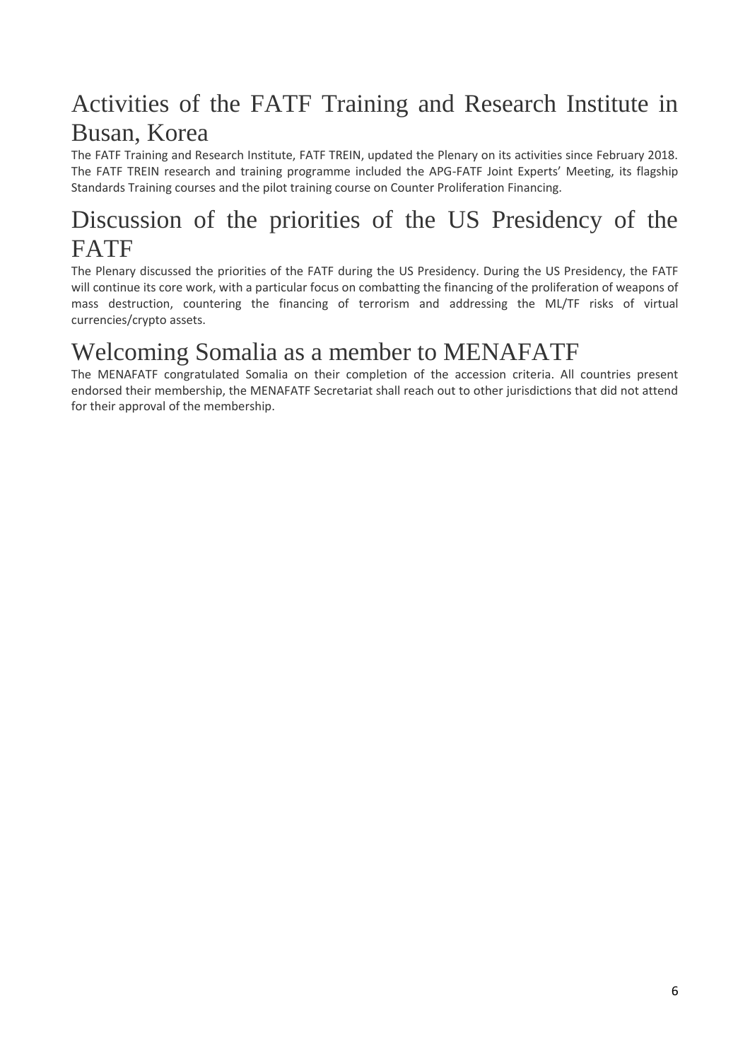## Activities of the FATF Training and Research Institute in Busan, Korea

The FATF Training and Research Institute, FATF TREIN, updated the Plenary on its activities since February 2018. The FATF TREIN research and training programme included the APG-FATF Joint Experts' Meeting, its flagship Standards Training courses and the pilot training course on Counter Proliferation Financing.

## Discussion of the priorities of the US Presidency of the FATF

The Plenary discussed the priorities of the FATF during the US Presidency. During the US Presidency, the FATF will continue its core work, with a particular focus on combatting the financing of the proliferation of weapons of mass destruction, countering the financing of terrorism and addressing the ML/TF risks of virtual currencies/crypto assets.

## Welcoming Somalia as a member to MENAFATF

The MENAFATF congratulated Somalia on their completion of the accession criteria. All countries present endorsed their membership, the MENAFATF Secretariat shall reach out to other jurisdictions that did not attend for their approval of the membership.